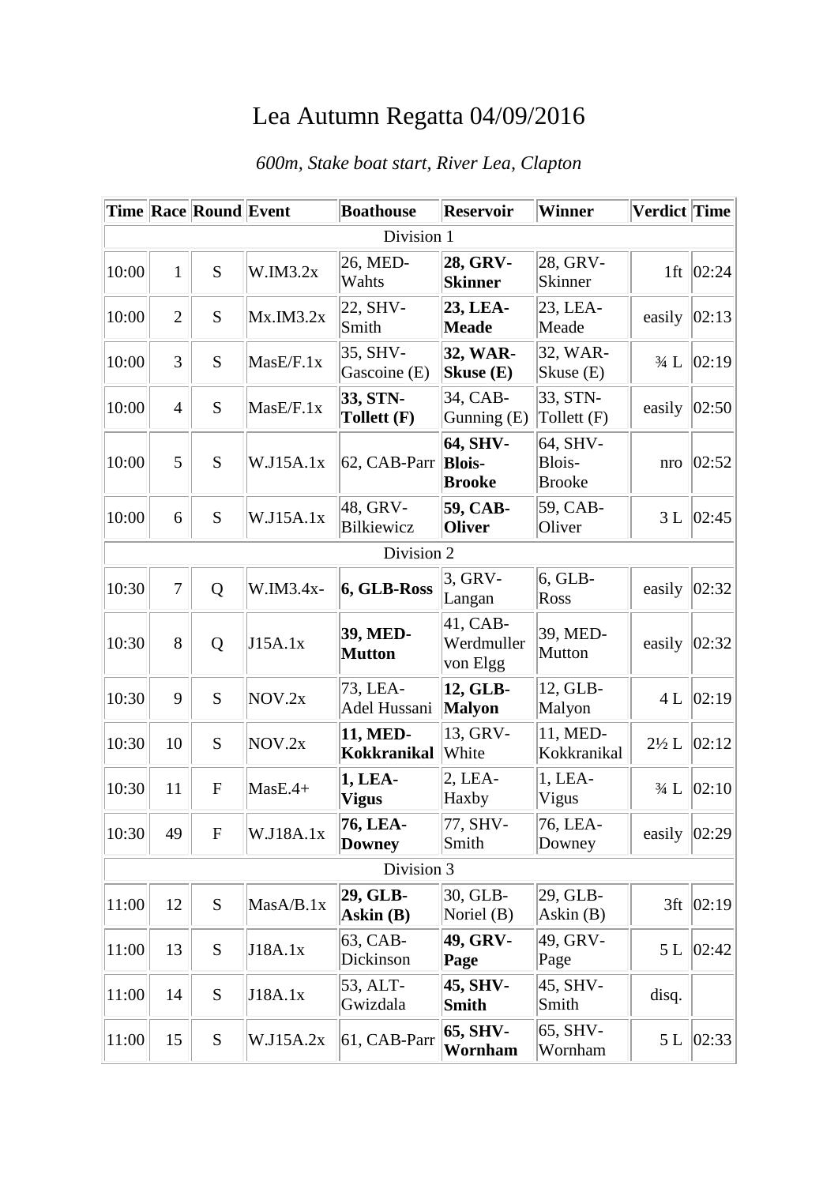# Lea Autumn Regatta 04/09/2016

*600m, Stake boat start, River Lea, Clapton*

| Time | Race | Round | Event | Boathouse | Reservoir | Winner | Verdict | Time |
|---|---|---|---|---|---|---|---|---|
| Division 1 | | | | | | | | |
| 10:00 | 1 | S | W.IM3.2x | 26, MED-Wahts | **28, GRV-Skinner** | 28, GRV-Skinner | 1ft | 02:24 |
| 10:00 | 2 | S | Mx.IM3.2x | 22, SHV-Smith | **23, LEA-Meade** | 23, LEA-Meade | easily | 02:13 |
| 10:00 | 3 | S | MasE/F.1x | 35, SHV-Gascoine (E) | **32, WAR-Skuse (E)** | 32, WAR-Skuse (E) | ¾ L | 02:19 |
| 10:00 | 4 | S | MasE/F.1x | **33, STN-Tollett (F)** | 34, CAB-Gunning (E) | 33, STN-Tollett (F) | easily | 02:50 |
| 10:00 | 5 | S | W.J15A.1x | 62, CAB-Parr | **64, SHV-Blois-Brooke** | 64, SHV-Blois-Brooke | nro | 02:52 |
| 10:00 | 6 | S | W.J15A.1x | 48, GRV-Bilkiewicz | **59, CAB-Oliver** | 59, CAB-Oliver | 3 L | 02:45 |
| Division 2 | | | | | | | | |
| 10:30 | 7 | Q | W.IM3.4x- | **6, GLB-Ross** | 3, GRV-Langan | 6, GLB-Ross | easily | 02:32 |
| 10:30 | 8 | Q | J15A.1x | **39, MED-Mutton** | 41, CAB-Werdmuller von Elgg | 39, MED-Mutton | easily | 02:32 |
| 10:30 | 9 | S | NOV.2x | 73, LEA-Adel Hussani | **12, GLB-Malyon** | 12, GLB-Malyon | 4 L | 02:19 |
| 10:30 | 10 | S | NOV.2x | **11, MED-Kokkranikal** | 13, GRV-White | 11, MED-Kokkranikal | 2½ L | 02:12 |
| 10:30 | 11 | F | MasE.4+ | **1, LEA-Vigus** | 2, LEA-Haxby | 1, LEA-Vigus | ¾ L | 02:10 |
| 10:30 | 49 | F | W.J18A.1x | **76, LEA-Downey** | 77, SHV-Smith | 76, LEA-Downey | easily | 02:29 |
| Division 3 | | | | | | | | |
| 11:00 | 12 | S | MasA/B.1x | **29, GLB-Askin (B)** | 30, GLB-Noriel (B) | 29, GLB-Askin (B) | 3ft | 02:19 |
| 11:00 | 13 | S | J18A.1x | 63, CAB-Dickinson | **49, GRV-Page** | 49, GRV-Page | 5 L | 02:42 |
| 11:00 | 14 | S | J18A.1x | 53, ALT-Gwizdala | **45, SHV-Smith** | 45, SHV-Smith | disq. | |
| 11:00 | 15 | S | W.J15A.2x | 61, CAB-Parr | **65, SHV-Wornham** | 65, SHV-Wornham | 5 L | 02:33 |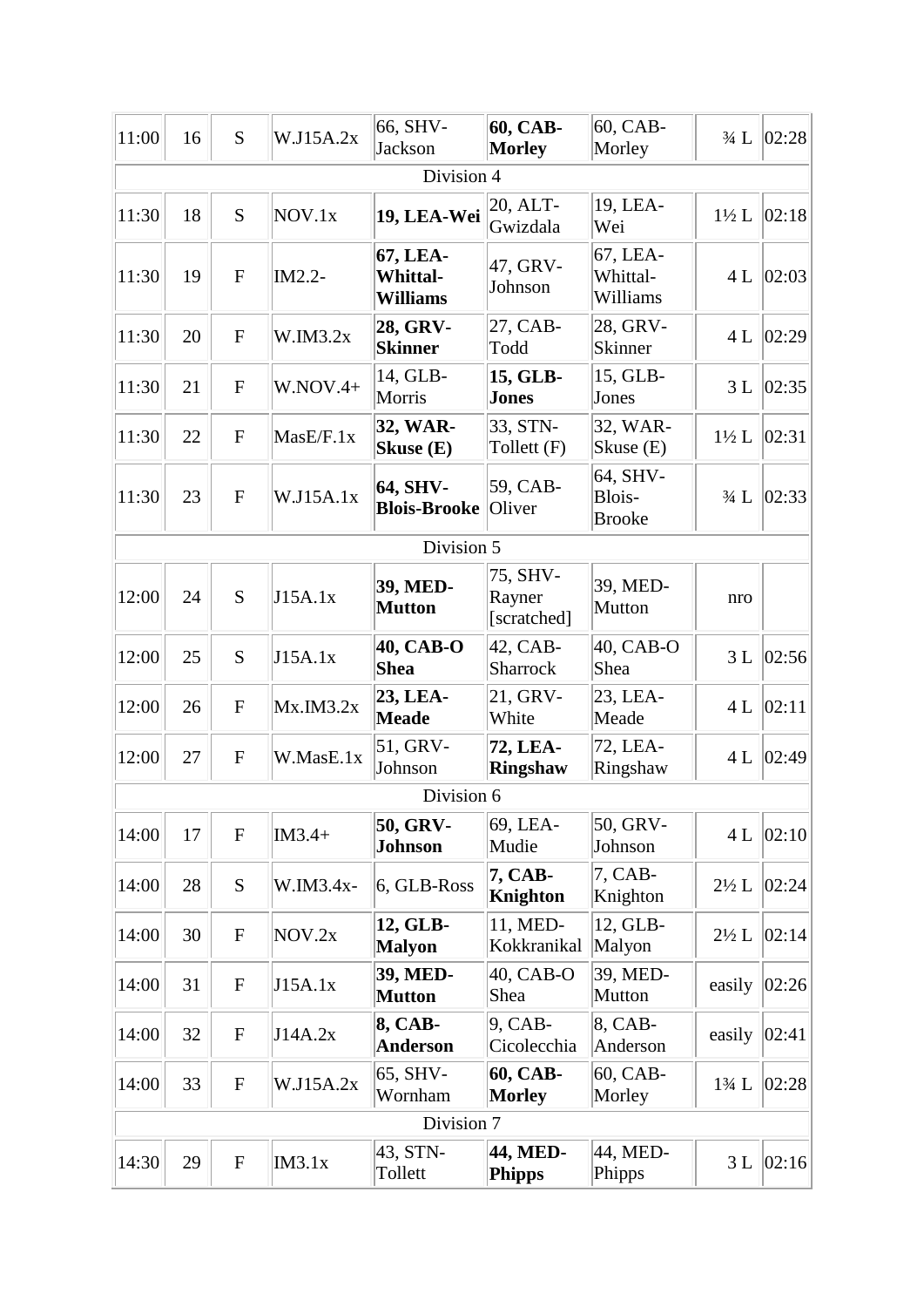| | | | | | | | | |
|---|---|---|---|---|---|---|---|---|
| 11:00 | 16 | S | W.J15A.2x | 66, SHV-Jackson | **60, CAB-Morley** | 60, CAB-Morley | ¾ L | 02:28 |
| Division 4 | | | | | | | | |
| 11:30 | 18 | S | NOV.1x | **19, LEA-Wei** | 20, ALT-Gwizdala | 19, LEA-Wei | 1½ L | 02:18 |
| 11:30 | 19 | F | IM2.2- | **67, LEA-Whittal-Williams** | 47, GRV-Johnson | 67, LEA-Whittal-Williams | 4 L | 02:03 |
| 11:30 | 20 | F | W.IM3.2x | **28, GRV-Skinner** | 27, CAB-Todd | 28, GRV-Skinner | 4 L | 02:29 |
| 11:30 | 21 | F | W.NOV.4+ | 14, GLB-Morris | **15, GLB-Jones** | 15, GLB-Jones | 3 L | 02:35 |
| 11:30 | 22 | F | MasE/F.1x | **32, WAR-Skuse (E)** | 33, STN-Tollett (F) | 32, WAR-Skuse (E) | 1½ L | 02:31 |
| 11:30 | 23 | F | W.J15A.1x | **64, SHV-Blois-Brooke** | 59, CAB-Oliver | 64, SHV-Blois-Brooke | ¾ L | 02:33 |
| Division 5 | | | | | | | | |
| 12:00 | 24 | S | J15A.1x | **39, MED-Mutton** | 75, SHV-Rayner [scratched] | 39, MED-Mutton | nro | |
| 12:00 | 25 | S | J15A.1x | **40, CAB-O Shea** | 42, CAB-Sharrock | 40, CAB-O Shea | 3 L | 02:56 |
| 12:00 | 26 | F | Mx.IM3.2x | **23, LEA-Meade** | 21, GRV-White | 23, LEA-Meade | 4 L | 02:11 |
| 12:00 | 27 | F | W.MasE.1x | 51, GRV-Johnson | **72, LEA-Ringshaw** | 72, LEA-Ringshaw | 4 L | 02:49 |
| Division 6 | | | | | | | | |
| 14:00 | 17 | F | IM3.4+ | **50, GRV-Johnson** | 69, LEA-Mudie | 50, GRV-Johnson | 4 L | 02:10 |
| 14:00 | 28 | S | W.IM3.4x- | 6, GLB-Ross | **7, CAB-Knighton** | 7, CAB-Knighton | 2½ L | 02:24 |
| 14:00 | 30 | F | NOV.2x | **12, GLB-Malyon** | 11, MED-Kokkranikal | 12, GLB-Malyon | 2½ L | 02:14 |
| 14:00 | 31 | F | J15A.1x | **39, MED-Mutton** | 40, CAB-O Shea | 39, MED-Mutton | easily | 02:26 |
| 14:00 | 32 | F | J14A.2x | **8, CAB-Anderson** | 9, CAB-Cicolecchia | 8, CAB-Anderson | easily | 02:41 |
| 14:00 | 33 | F | W.J15A.2x | 65, SHV-Wornham | **60, CAB-Morley** | 60, CAB-Morley | 1¾ L | 02:28 |
| Division 7 | | | | | | | | |
| 14:30 | 29 | F | IM3.1x | 43, STN-Tollett | **44, MED-Phipps** | 44, MED-Phipps | 3 L | 02:16 |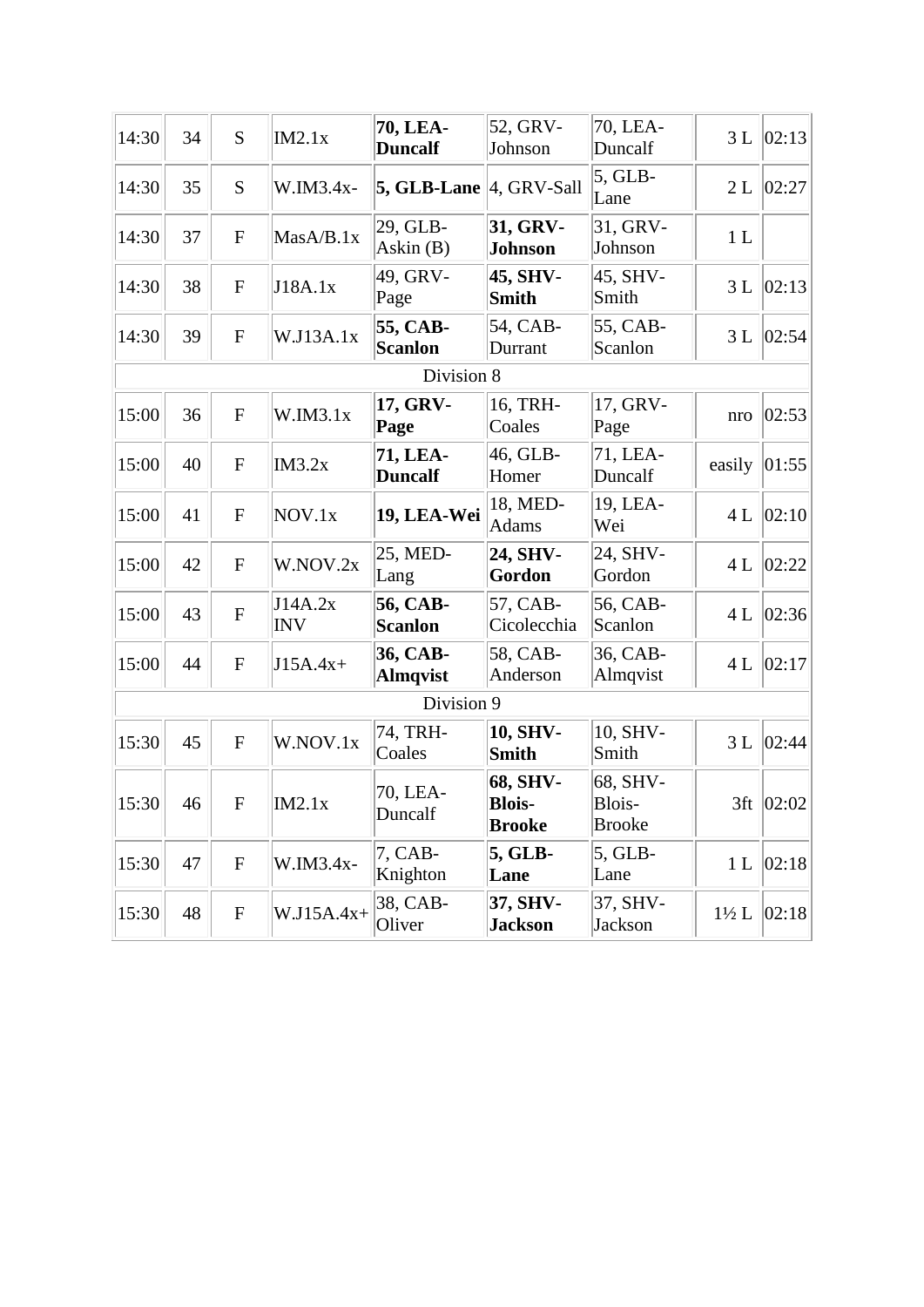| | | | | | | | | |
|---|---|---|---|---|---|---|---|---|
| 14:30 | 34 | S | IM2.1x | **70, LEA-Duncalf** | 52, GRV-Johnson | 70, LEA-Duncalf | 3 L | 02:13 |
| 14:30 | 35 | S | W.IM3.4x- | **5, GLB-Lane** | 4, GRV-Sall | 5, GLB-Lane | 2 L | 02:27 |
| 14:30 | 37 | F | MasA/B.1x | 29, GLB-Askin (B) | **31, GRV-Johnson** | 31, GRV-Johnson | 1 L | |
| 14:30 | 38 | F | J18A.1x | 49, GRV-Page | **45, SHV-Smith** | 45, SHV-Smith | 3 L | 02:13 |
| 14:30 | 39 | F | W.J13A.1x | **55, CAB-Scanlon** | 54, CAB-Durrant | 55, CAB-Scanlon | 3 L | 02:54 |
| Division 8 | | | | | | | | |
| 15:00 | 36 | F | W.IM3.1x | **17, GRV-Page** | 16, TRH-Coales | 17, GRV-Page | nro | 02:53 |
| 15:00 | 40 | F | IM3.2x | **71, LEA-Duncalf** | 46, GLB-Homer | 71, LEA-Duncalf | easily | 01:55 |
| 15:00 | 41 | F | NOV.1x | **19, LEA-Wei** | 18, MED-Adams | 19, LEA-Wei | 4 L | 02:10 |
| 15:00 | 42 | F | W.NOV.2x | 25, MED-Lang | **24, SHV-Gordon** | 24, SHV-Gordon | 4 L | 02:22 |
| 15:00 | 43 | F | J14A.2x INV | **56, CAB-Scanlon** | 57, CAB-Cicolecchia | 56, CAB-Scanlon | 4 L | 02:36 |
| 15:00 | 44 | F | J15A.4x+ | **36, CAB-Almqvist** | 58, CAB-Anderson | 36, CAB-Almqvist | 4 L | 02:17 |
| Division 9 | | | | | | | | |
| 15:30 | 45 | F | W.NOV.1x | 74, TRH-Coales | **10, SHV-Smith** | 10, SHV-Smith | 3 L | 02:44 |
| 15:30 | 46 | F | IM2.1x | 70, LEA-Duncalf | **68, SHV-Blois-Brooke** | 68, SHV-Blois-Brooke | 3ft | 02:02 |
| 15:30 | 47 | F | W.IM3.4x- | 7, CAB-Knighton | **5, GLB-Lane** | 5, GLB-Lane | 1 L | 02:18 |
| 15:30 | 48 | F | W.J15A.4x+ | 38, CAB-Oliver | **37, SHV-Jackson** | 37, SHV-Jackson | 1½ L | 02:18 |